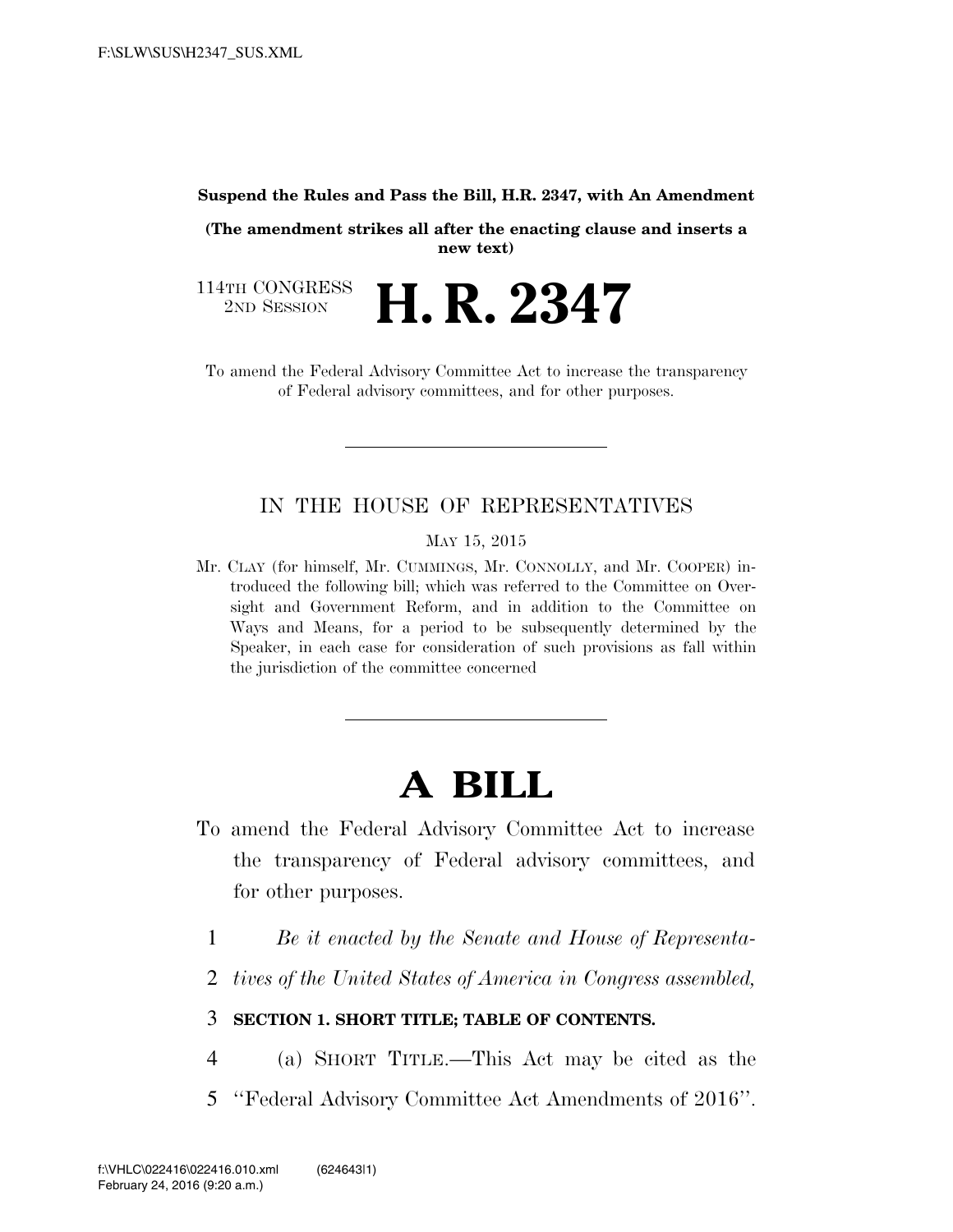**Suspend the Rules and Pass the Bill, H.R. 2347, with An Amendment**

**(The amendment strikes all after the enacting clause and inserts a new text)**

114TH CONGRESS
2D SESSION

# H. R. 2347

To amend the Federal Advisory Committee Act to increase the transparency of Federal advisory committees, and for other purposes.

---

IN THE HOUSE OF REPRESENTATIVES

MAY 15, 2015

Mr. CLAY (for himself, Mr. CUMMINGS, Mr. CONNOLLY, and Mr. COOPER) introduced the following bill; which was referred to the Committee on Oversight and Government Reform, and in addition to the Committee on Ways and Means, for a period to be subsequently determined by the Speaker, in each case for consideration of such provisions as fall within the jurisdiction of the committee concerned

---

# A BILL

To amend the Federal Advisory Committee Act to increase the transparency of Federal advisory committees, and for other purposes.

1 *Be it enacted by the Senate and House of Representa-*
2 *tives of the United States of America in Congress assembled,*

3 **SECTION 1. SHORT TITLE; TABLE OF CONTENTS.**

4 (a) SHORT TITLE.—This Act may be cited as the
5 ''Federal Advisory Committee Act Amendments of 2016''.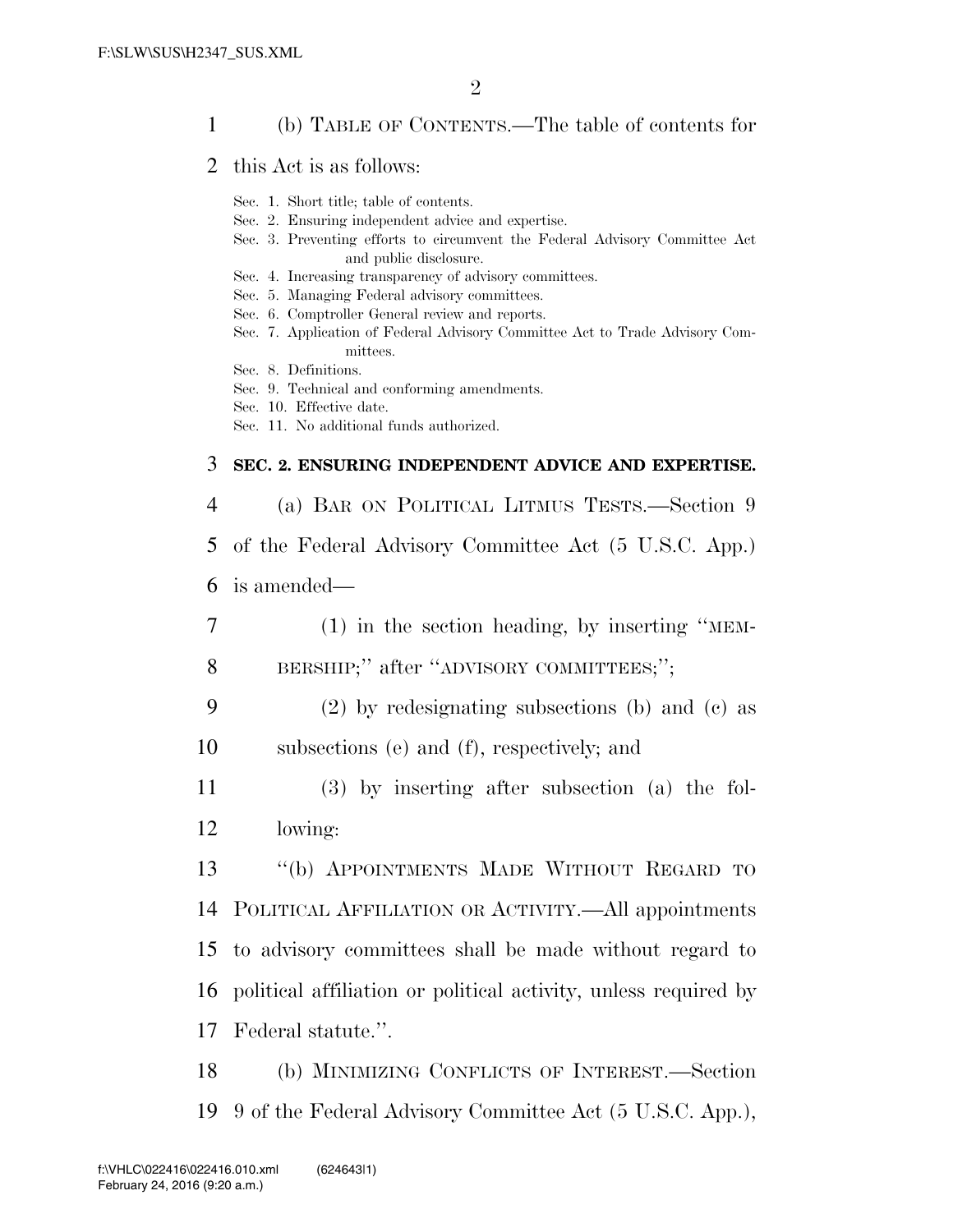(b) TABLE OF CONTENTS.—The table of contents for this Act is as follows:

Sec. 1. Short title; table of contents.
Sec. 2. Ensuring independent advice and expertise.
Sec. 3. Preventing efforts to circumvent the Federal Advisory Committee Act and public disclosure.
Sec. 4. Increasing transparency of advisory committees.
Sec. 5. Managing Federal advisory committees.
Sec. 6. Comptroller General review and reports.
Sec. 7. Application of Federal Advisory Committee Act to Trade Advisory Committees.
Sec. 8. Definitions.
Sec. 9. Technical and conforming amendments.
Sec. 10. Effective date.
Sec. 11. No additional funds authorized.

**SEC. 2. ENSURING INDEPENDENT ADVICE AND EXPERTISE.**

(a) BAR ON POLITICAL LITMUS TESTS.—Section 9 of the Federal Advisory Committee Act (5 U.S.C. App.) is amended—

(1) in the section heading, by inserting ''MEMBERSHIP;'' after ''ADVISORY COMMITTEES;'';

(2) by redesignating subsections (b) and (c) as subsections (e) and (f), respectively; and

(3) by inserting after subsection (a) the following:

''(b) APPOINTMENTS MADE WITHOUT REGARD TO POLITICAL AFFILIATION OR ACTIVITY.—All appointments to advisory committees shall be made without regard to political affiliation or political activity, unless required by Federal statute.''.

(b) MINIMIZING CONFLICTS OF INTEREST.—Section 9 of the Federal Advisory Committee Act (5 U.S.C. App.),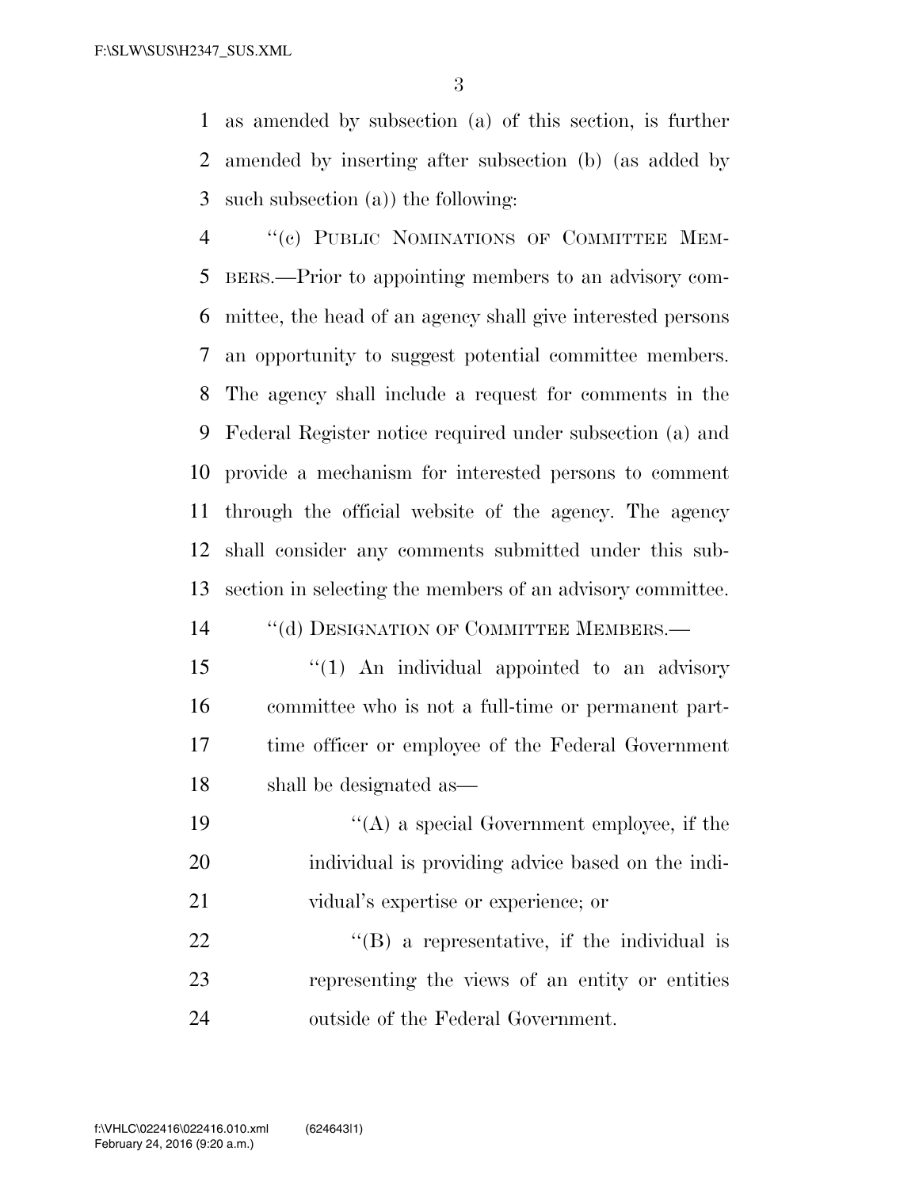as amended by subsection (a) of this section, is further amended by inserting after subsection (b) (as added by such subsection (a)) the following:

"(c) PUBLIC NOMINATIONS OF COMMITTEE MEMBERS.—Prior to appointing members to an advisory committee, the head of an agency shall give interested persons an opportunity to suggest potential committee members. The agency shall include a request for comments in the Federal Register notice required under subsection (a) and provide a mechanism for interested persons to comment through the official website of the agency. The agency shall consider any comments submitted under this subsection in selecting the members of an advisory committee.

"(d) DESIGNATION OF COMMITTEE MEMBERS.—

"(1) An individual appointed to an advisory committee who is not a full-time or permanent part-time officer or employee of the Federal Government shall be designated as—

"(A) a special Government employee, if the individual is providing advice based on the individual's expertise or experience; or

"(B) a representative, if the individual is representing the views of an entity or entities outside of the Federal Government.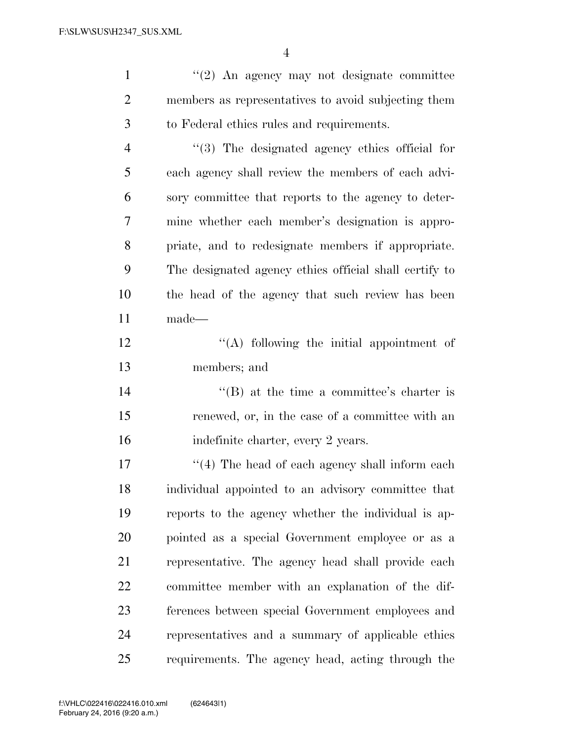"(2) An agency may not designate committee members as representatives to avoid subjecting them to Federal ethics rules and requirements.

"(3) The designated agency ethics official for each agency shall review the members of each advisory committee that reports to the agency to determine whether each member's designation is appropriate, and to redesignate members if appropriate. The designated agency ethics official shall certify to the head of the agency that such review has been made—

"(A) following the initial appointment of members; and

"(B) at the time a committee's charter is renewed, or, in the case of a committee with an indefinite charter, every 2 years.

"(4) The head of each agency shall inform each individual appointed to an advisory committee that reports to the agency whether the individual is appointed as a special Government employee or as a representative. The agency head shall provide each committee member with an explanation of the differences between special Government employees and representatives and a summary of applicable ethics requirements. The agency head, acting through the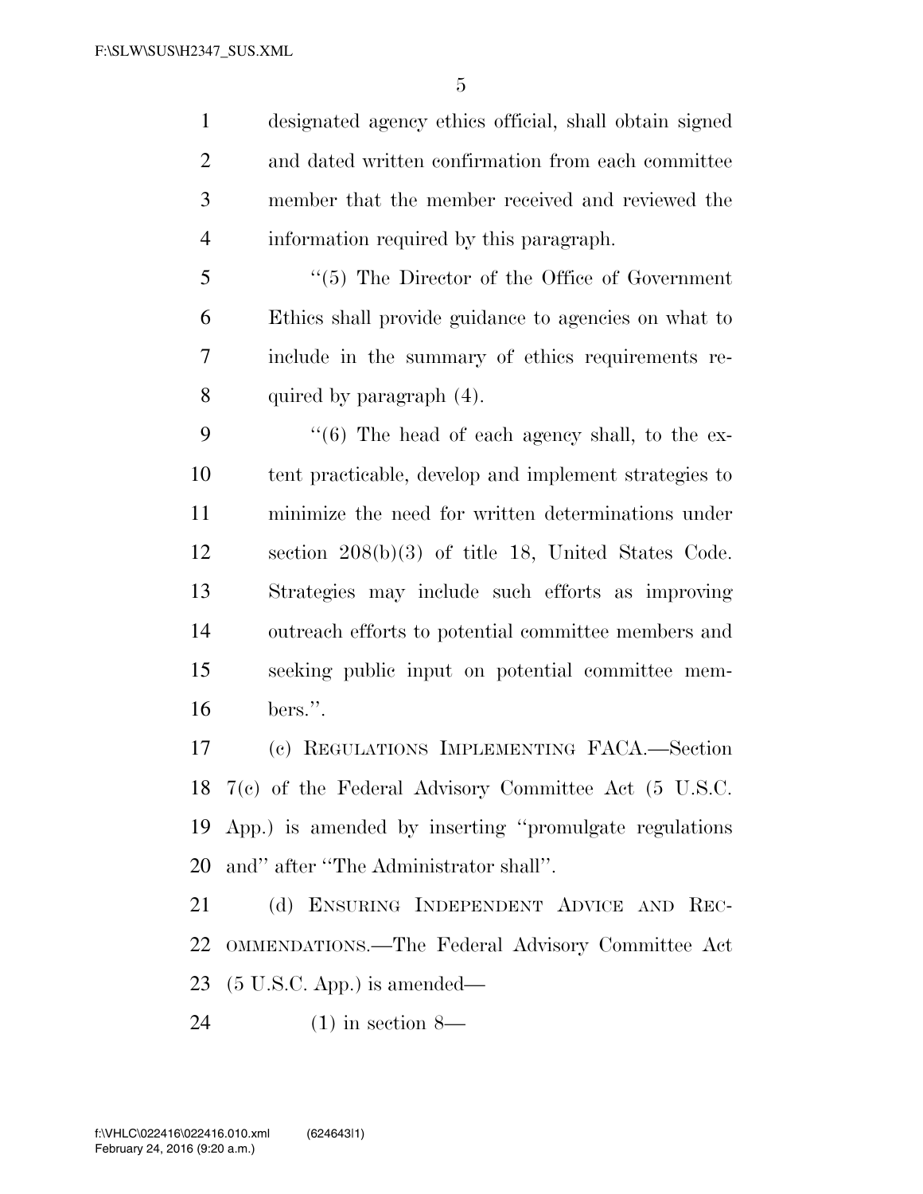designated agency ethics official, shall obtain signed and dated written confirmation from each committee member that the member received and reviewed the information required by this paragraph.

"(5) The Director of the Office of Government Ethics shall provide guidance to agencies on what to include in the summary of ethics requirements required by paragraph (4).

"(6) The head of each agency shall, to the extent practicable, develop and implement strategies to minimize the need for written determinations under section 208(b)(3) of title 18, United States Code. Strategies may include such efforts as improving outreach efforts to potential committee members and seeking public input on potential committee members.".

(c) REGULATIONS IMPLEMENTING FACA.—Section 7(c) of the Federal Advisory Committee Act (5 U.S.C. App.) is amended by inserting "promulgate regulations and" after "The Administrator shall".

(d) ENSURING INDEPENDENT ADVICE AND RECOMMENDATIONS.—The Federal Advisory Committee Act (5 U.S.C. App.) is amended—

(1) in section 8—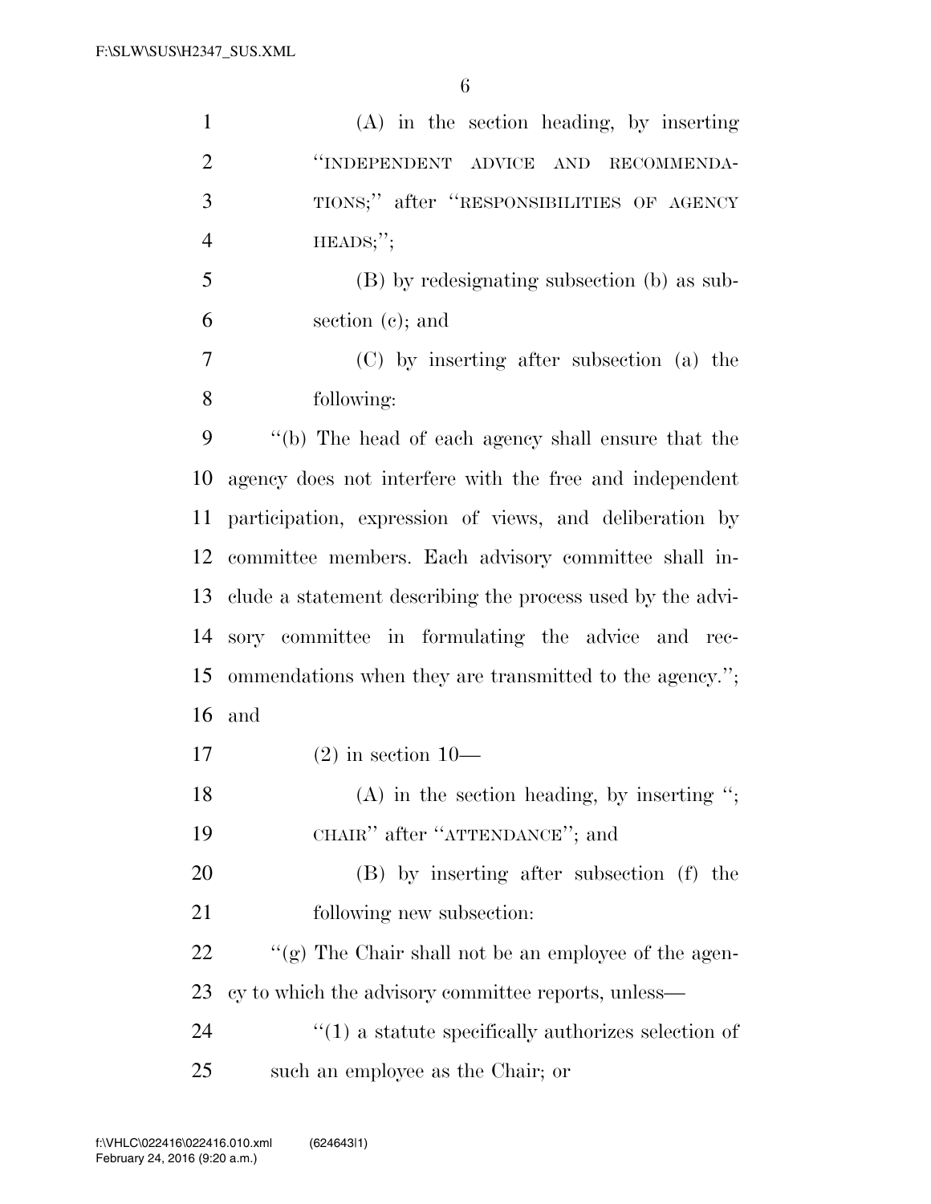(A) in the section heading, by inserting ''INDEPENDENT ADVICE AND RECOMMENDATIONS;'' after ''RESPONSIBILITIES OF AGENCY HEADS;'';

(B) by redesignating subsection (b) as subsection (c); and

(C) by inserting after subsection (a) the following:

''(b) The head of each agency shall ensure that the agency does not interfere with the free and independent participation, expression of views, and deliberation by committee members. Each advisory committee shall include a statement describing the process used by the advisory committee in formulating the advice and recommendations when they are transmitted to the agency.''; and

(2) in section 10—

(A) in the section heading, by inserting ''; CHAIR'' after ''ATTENDANCE''; and

(B) by inserting after subsection (f) the following new subsection:

''(g) The Chair shall not be an employee of the agency to which the advisory committee reports, unless—

''(1) a statute specifically authorizes selection of such an employee as the Chair; or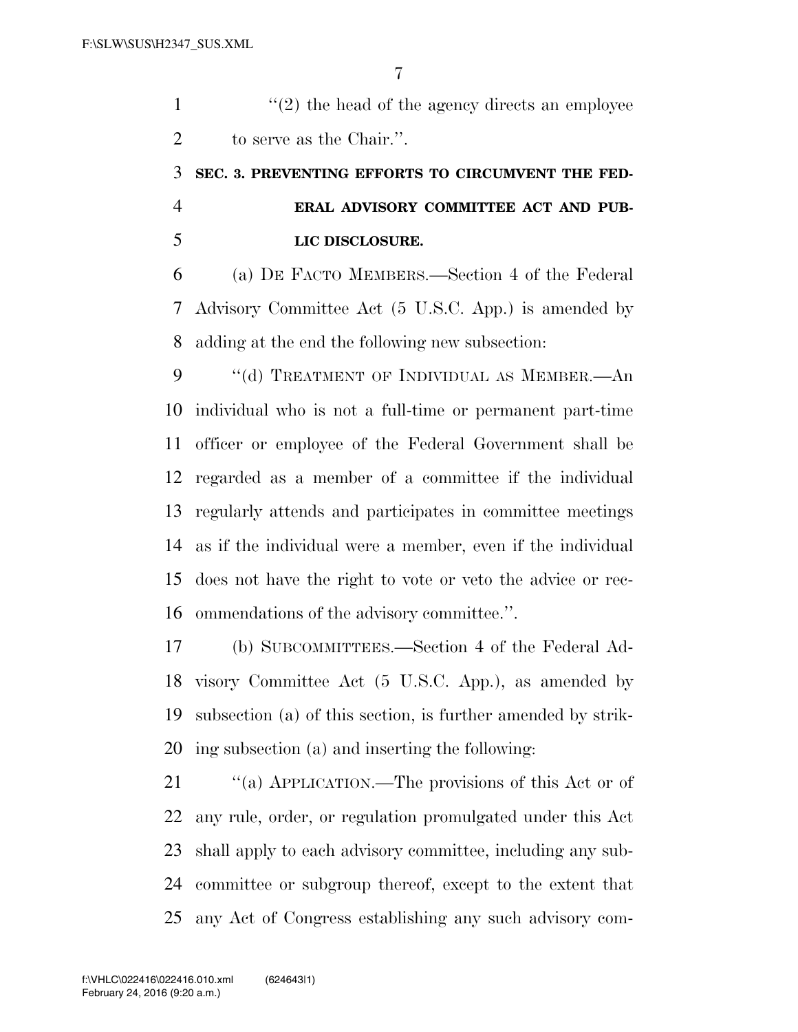"(2) the head of the agency directs an employee to serve as the Chair.".

**SEC. 3. PREVENTING EFFORTS TO CIRCUMVENT THE FEDERAL ADVISORY COMMITTEE ACT AND PUBLIC DISCLOSURE.**

(a) DE FACTO MEMBERS.—Section 4 of the Federal Advisory Committee Act (5 U.S.C. App.) is amended by adding at the end the following new subsection:

"(d) TREATMENT OF INDIVIDUAL AS MEMBER.—An individual who is not a full-time or permanent part-time officer or employee of the Federal Government shall be regarded as a member of a committee if the individual regularly attends and participates in committee meetings as if the individual were a member, even if the individual does not have the right to vote or veto the advice or recommendations of the advisory committee.".

(b) SUBCOMMITTEES.—Section 4 of the Federal Advisory Committee Act (5 U.S.C. App.), as amended by subsection (a) of this section, is further amended by striking subsection (a) and inserting the following:

"(a) APPLICATION.—The provisions of this Act or of any rule, order, or regulation promulgated under this Act shall apply to each advisory committee, including any subcommittee or subgroup thereof, except to the extent that any Act of Congress establishing any such advisory com-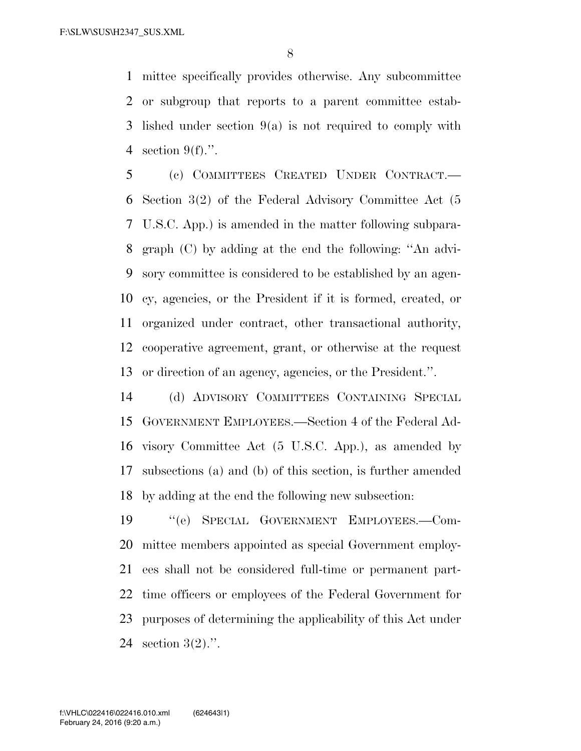mittee specifically provides otherwise. Any subcommittee or subgroup that reports to a parent committee established under section 9(a) is not required to comply with section 9(f).''.

(c) COMMITTEES CREATED UNDER CONTRACT.—Section 3(2) of the Federal Advisory Committee Act (5 U.S.C. App.) is amended in the matter following subparagraph (C) by adding at the end the following: ''An advisory committee is considered to be established by an agency, agencies, or the President if it is formed, created, or organized under contract, other transactional authority, cooperative agreement, grant, or otherwise at the request or direction of an agency, agencies, or the President.''.

(d) ADVISORY COMMITTEES CONTAINING SPECIAL GOVERNMENT EMPLOYEES.—Section 4 of the Federal Advisory Committee Act (5 U.S.C. App.), as amended by subsections (a) and (b) of this section, is further amended by adding at the end the following new subsection:

''(e) SPECIAL GOVERNMENT EMPLOYEES.—Committee members appointed as special Government employees shall not be considered full-time or permanent part-time officers or employees of the Federal Government for purposes of determining the applicability of this Act under section 3(2).''.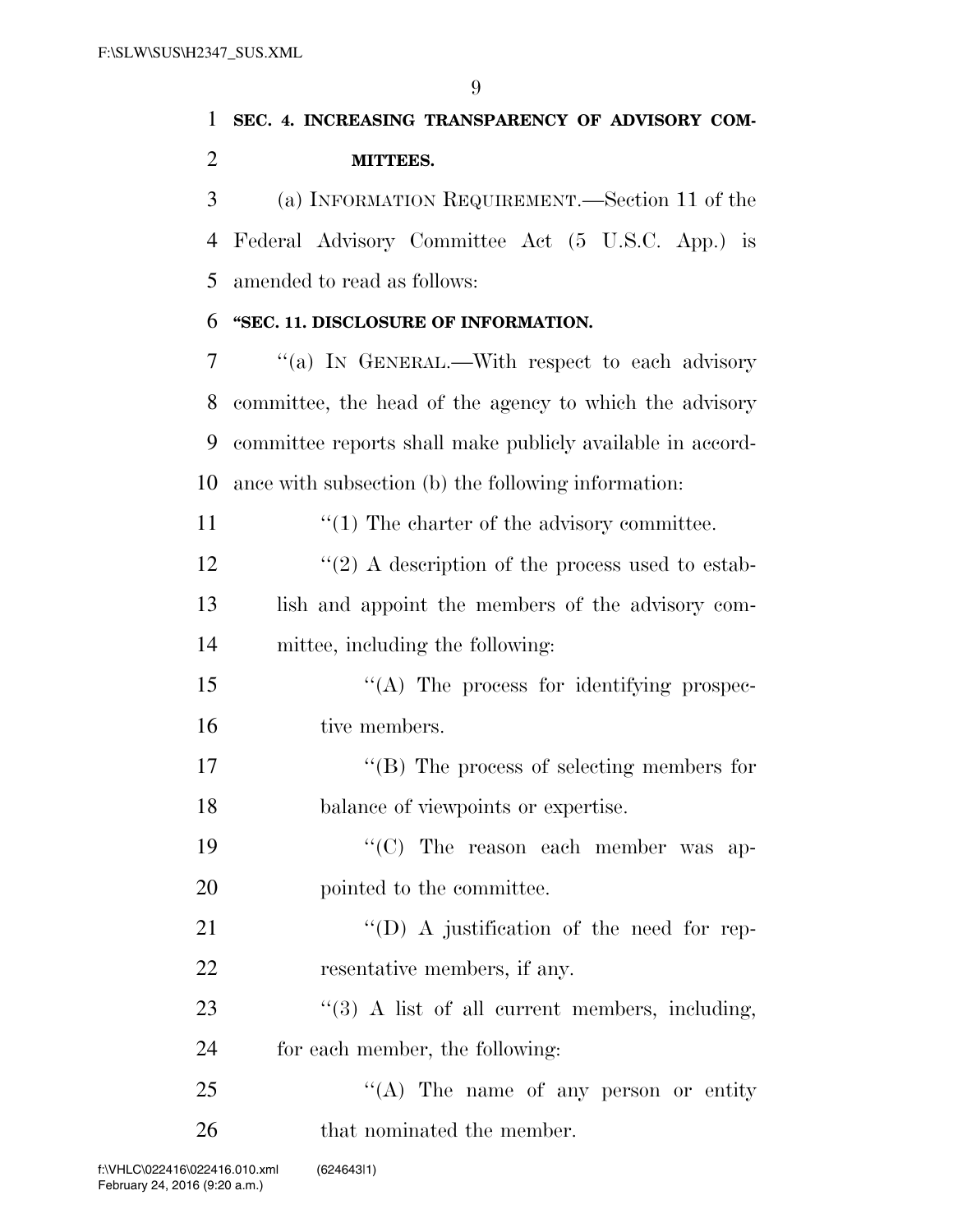**SEC. 4. INCREASING TRANSPARENCY OF ADVISORY COMMITTEES.**

(a) INFORMATION REQUIREMENT.—Section 11 of the Federal Advisory Committee Act (5 U.S.C. App.) is amended to read as follows:

**"SEC. 11. DISCLOSURE OF INFORMATION.**

"(a) IN GENERAL.—With respect to each advisory committee, the head of the agency to which the advisory committee reports shall make publicly available in accordance with subsection (b) the following information:

"(1) The charter of the advisory committee.

"(2) A description of the process used to establish and appoint the members of the advisory committee, including the following:

"(A) The process for identifying prospective members.

"(B) The process of selecting members for balance of viewpoints or expertise.

"(C) The reason each member was appointed to the committee.

"(D) A justification of the need for representative members, if any.

"(3) A list of all current members, including, for each member, the following:

"(A) The name of any person or entity that nominated the member.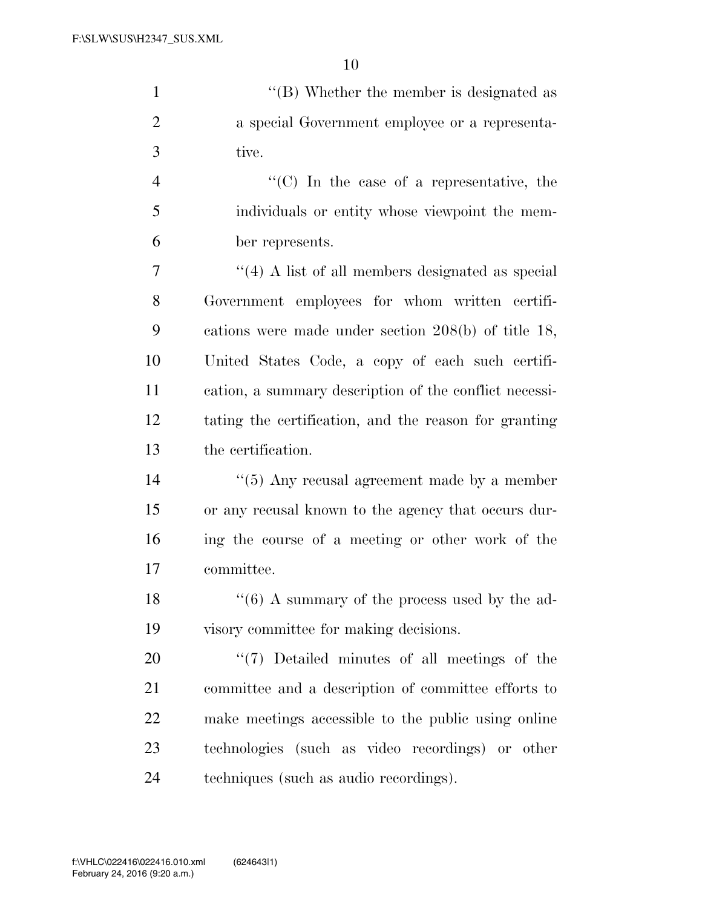''(B) Whether the member is designated as a special Government employee or a representative.

''(C) In the case of a representative, the individuals or entity whose viewpoint the member represents.

''(4) A list of all members designated as special Government employees for whom written certifications were made under section 208(b) of title 18, United States Code, a copy of each such certification, a summary description of the conflict necessitating the certification, and the reason for granting the certification.

''(5) Any recusal agreement made by a member or any recusal known to the agency that occurs during the course of a meeting or other work of the committee.

''(6) A summary of the process used by the advisory committee for making decisions.

''(7) Detailed minutes of all meetings of the committee and a description of committee efforts to make meetings accessible to the public using online technologies (such as video recordings) or other techniques (such as audio recordings).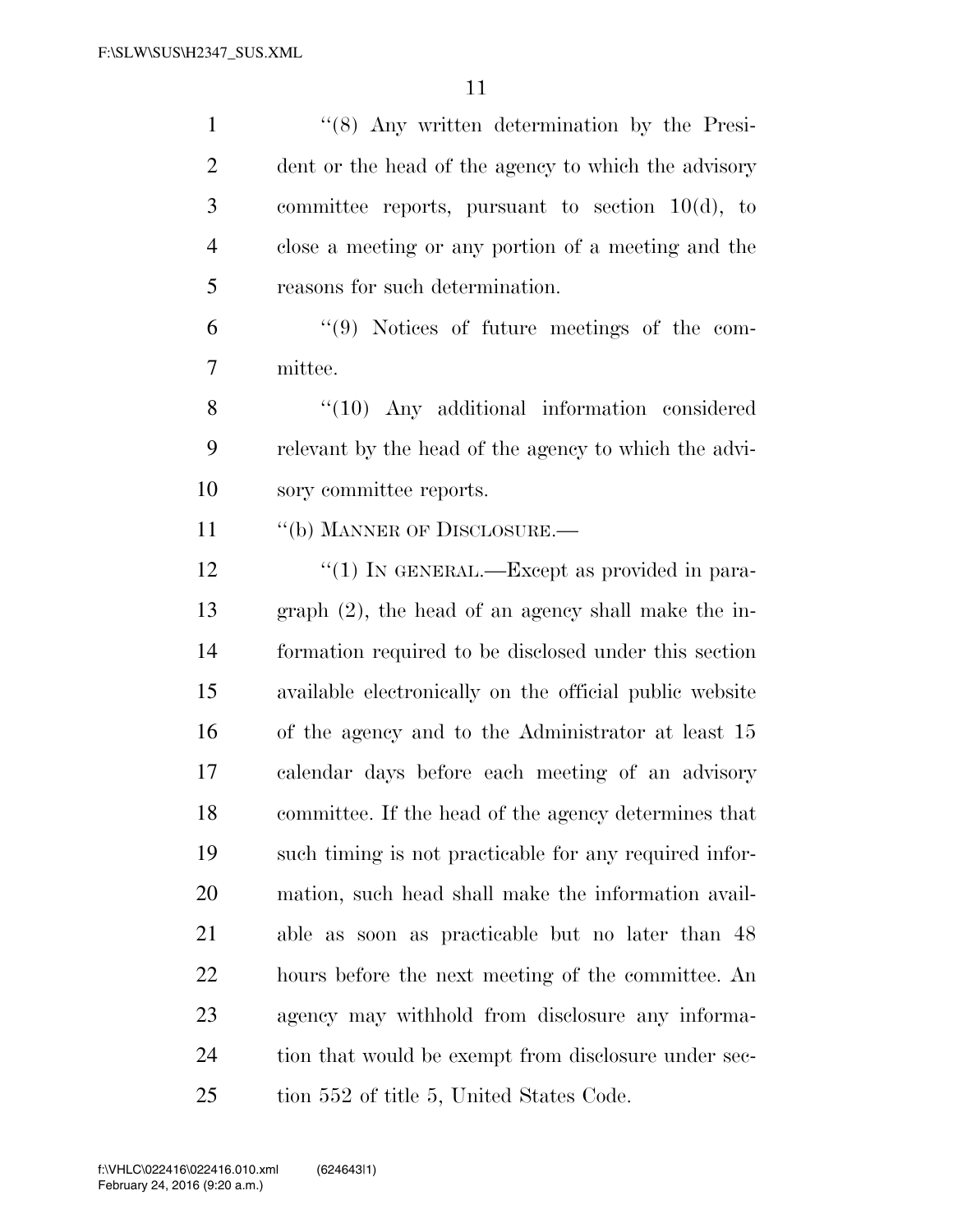"(8) Any written determination by the President or the head of the agency to which the advisory committee reports, pursuant to section 10(d), to close a meeting or any portion of a meeting and the reasons for such determination.

"(9) Notices of future meetings of the committee.

"(10) Any additional information considered relevant by the head of the agency to which the advisory committee reports.

"(b) MANNER OF DISCLOSURE.—

"(1) IN GENERAL.—Except as provided in paragraph (2), the head of an agency shall make the information required to be disclosed under this section available electronically on the official public website of the agency and to the Administrator at least 15 calendar days before each meeting of an advisory committee. If the head of the agency determines that such timing is not practicable for any required information, such head shall make the information available as soon as practicable but no later than 48 hours before the next meeting of the committee. An agency may withhold from disclosure any information that would be exempt from disclosure under section 552 of title 5, United States Code.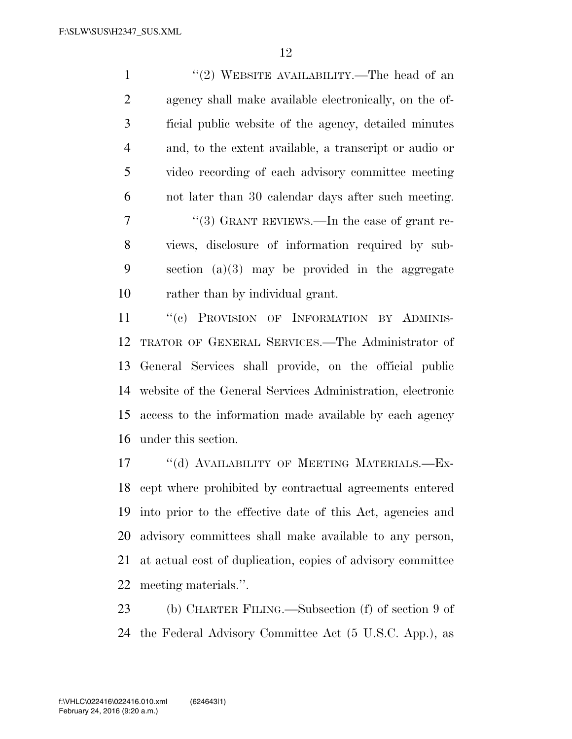"(2) WEBSITE AVAILABILITY.—The head of an agency shall make available electronically, on the official public website of the agency, detailed minutes and, to the extent available, a transcript or audio or video recording of each advisory committee meeting not later than 30 calendar days after such meeting.

"(3) GRANT REVIEWS.—In the case of grant reviews, disclosure of information required by subsection (a)(3) may be provided in the aggregate rather than by individual grant.

"(c) PROVISION OF INFORMATION BY ADMINISTRATOR OF GENERAL SERVICES.—The Administrator of General Services shall provide, on the official public website of the General Services Administration, electronic access to the information made available by each agency under this section.

"(d) AVAILABILITY OF MEETING MATERIALS.—Except where prohibited by contractual agreements entered into prior to the effective date of this Act, agencies and advisory committees shall make available to any person, at actual cost of duplication, copies of advisory committee meeting materials.".

(b) CHARTER FILING.—Subsection (f) of section 9 of the Federal Advisory Committee Act (5 U.S.C. App.), as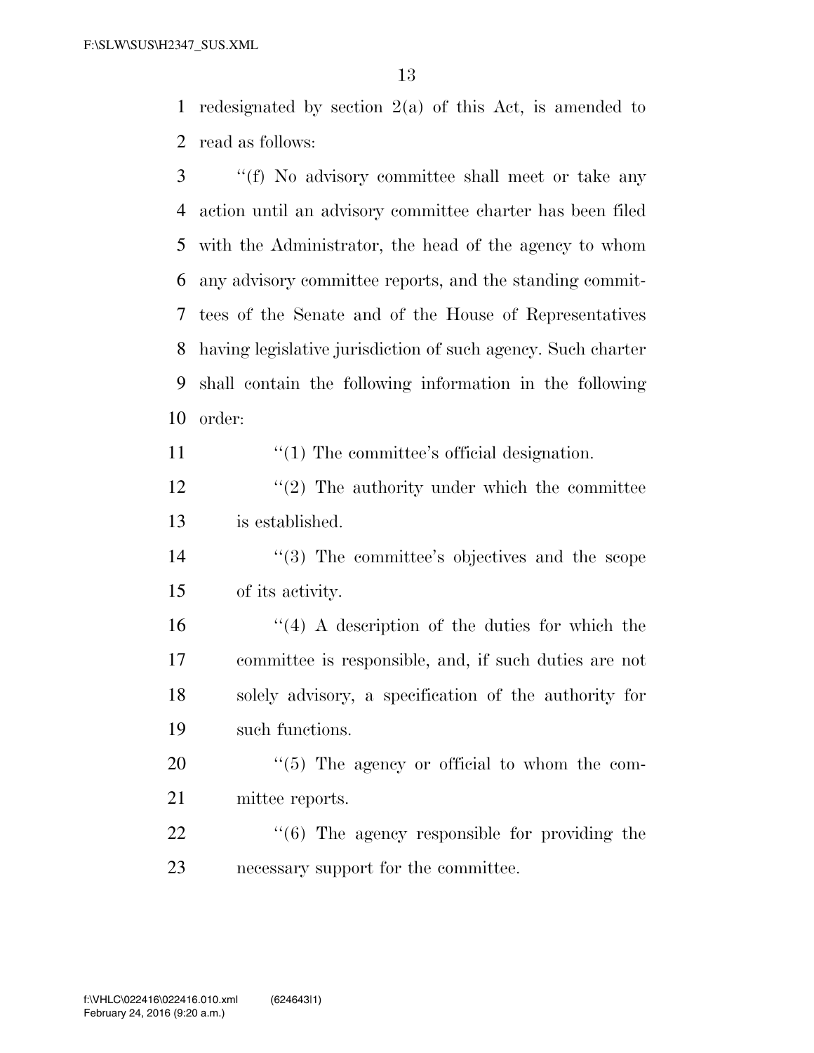redesignated by section 2(a) of this Act, is amended to read as follows:

"(f) No advisory committee shall meet or take any action until an advisory committee charter has been filed with the Administrator, the head of the agency to whom any advisory committee reports, and the standing committees of the Senate and of the House of Representatives having legislative jurisdiction of such agency. Such charter shall contain the following information in the following order:

"(1) The committee's official designation.

"(2) The authority under which the committee is established.

"(3) The committee's objectives and the scope of its activity.

"(4) A description of the duties for which the committee is responsible, and, if such duties are not solely advisory, a specification of the authority for such functions.

"(5) The agency or official to whom the committee reports.

"(6) The agency responsible for providing the necessary support for the committee.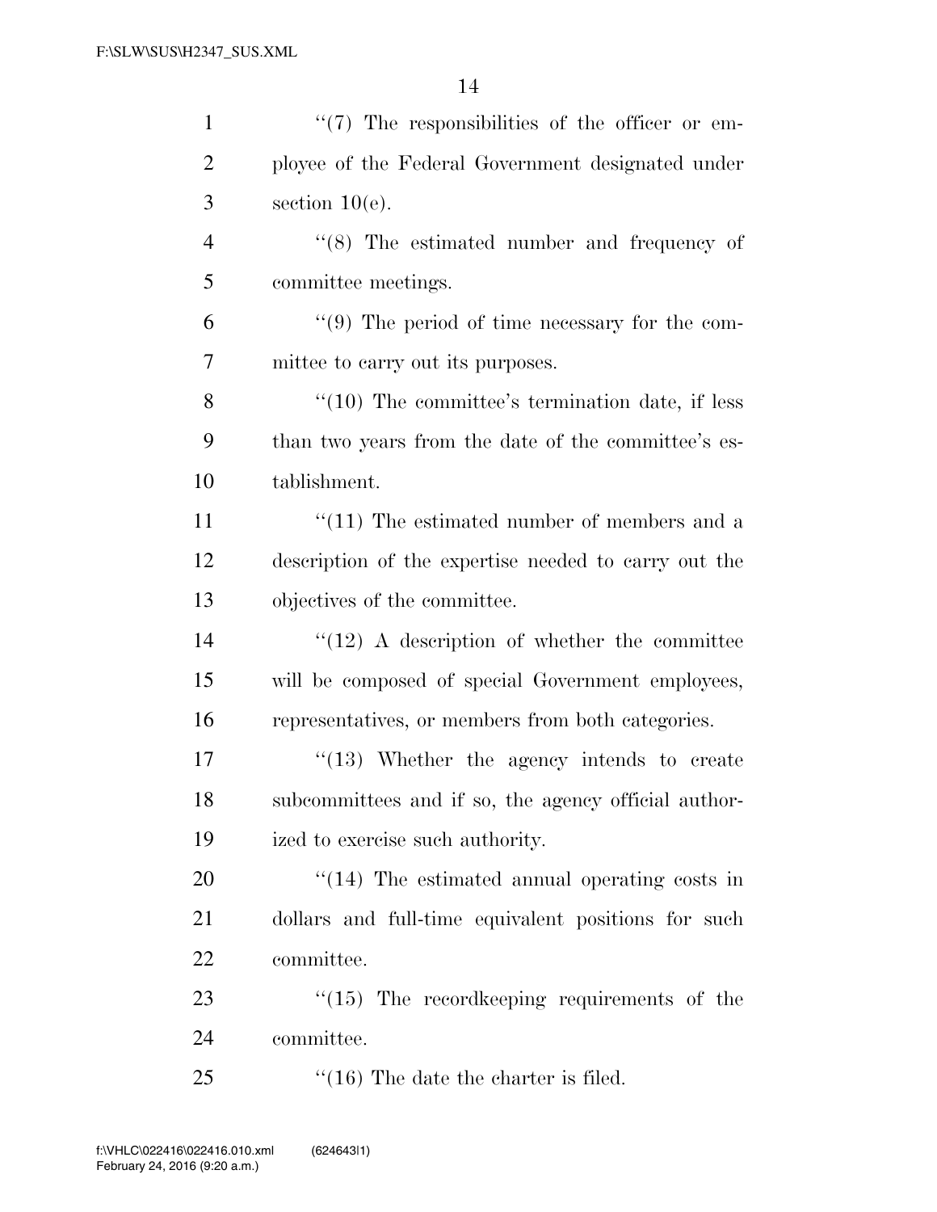"(7) The responsibilities of the officer or employee of the Federal Government designated under section 10(e).

"(8) The estimated number and frequency of committee meetings.

"(9) The period of time necessary for the committee to carry out its purposes.

"(10) The committee's termination date, if less than two years from the date of the committee's establishment.

"(11) The estimated number of members and a description of the expertise needed to carry out the objectives of the committee.

"(12) A description of whether the committee will be composed of special Government employees, representatives, or members from both categories.

"(13) Whether the agency intends to create subcommittees and if so, the agency official authorized to exercise such authority.

"(14) The estimated annual operating costs in dollars and full-time equivalent positions for such committee.

"(15) The recordkeeping requirements of the committee.

"(16) The date the charter is filed.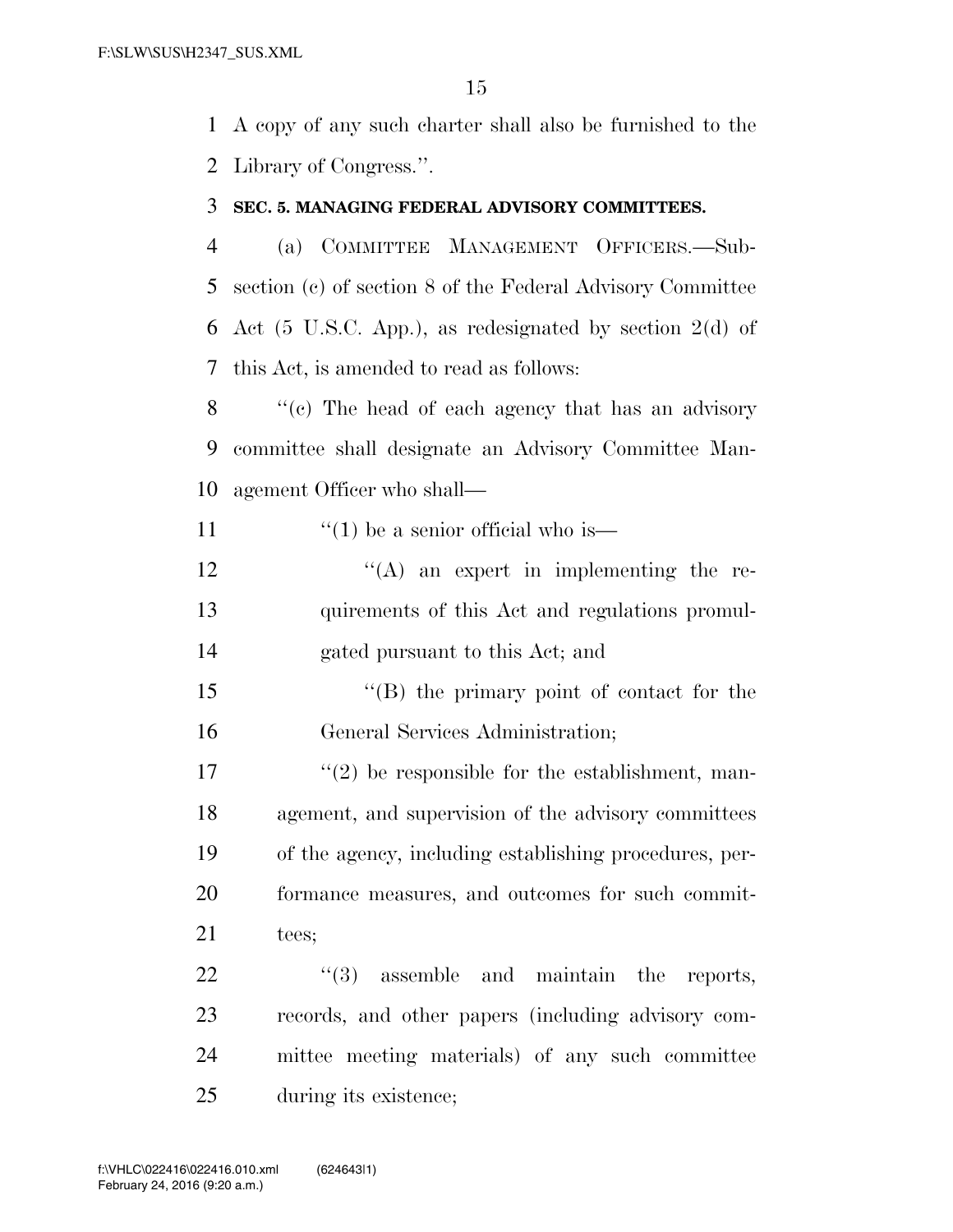A copy of any such charter shall also be furnished to the Library of Congress.''.

**SEC. 5. MANAGING FEDERAL ADVISORY COMMITTEES.**

(a) COMMITTEE MANAGEMENT OFFICERS.—Subsection (c) of section 8 of the Federal Advisory Committee Act (5 U.S.C. App.), as redesignated by section 2(d) of this Act, is amended to read as follows:

''(c) The head of each agency that has an advisory committee shall designate an Advisory Committee Management Officer who shall—

''(1) be a senior official who is—

''(A) an expert in implementing the requirements of this Act and regulations promulgated pursuant to this Act; and

''(B) the primary point of contact for the General Services Administration;

''(2) be responsible for the establishment, management, and supervision of the advisory committees of the agency, including establishing procedures, performance measures, and outcomes for such committees;

''(3) assemble and maintain the reports, records, and other papers (including advisory committee meeting materials) of any such committee during its existence;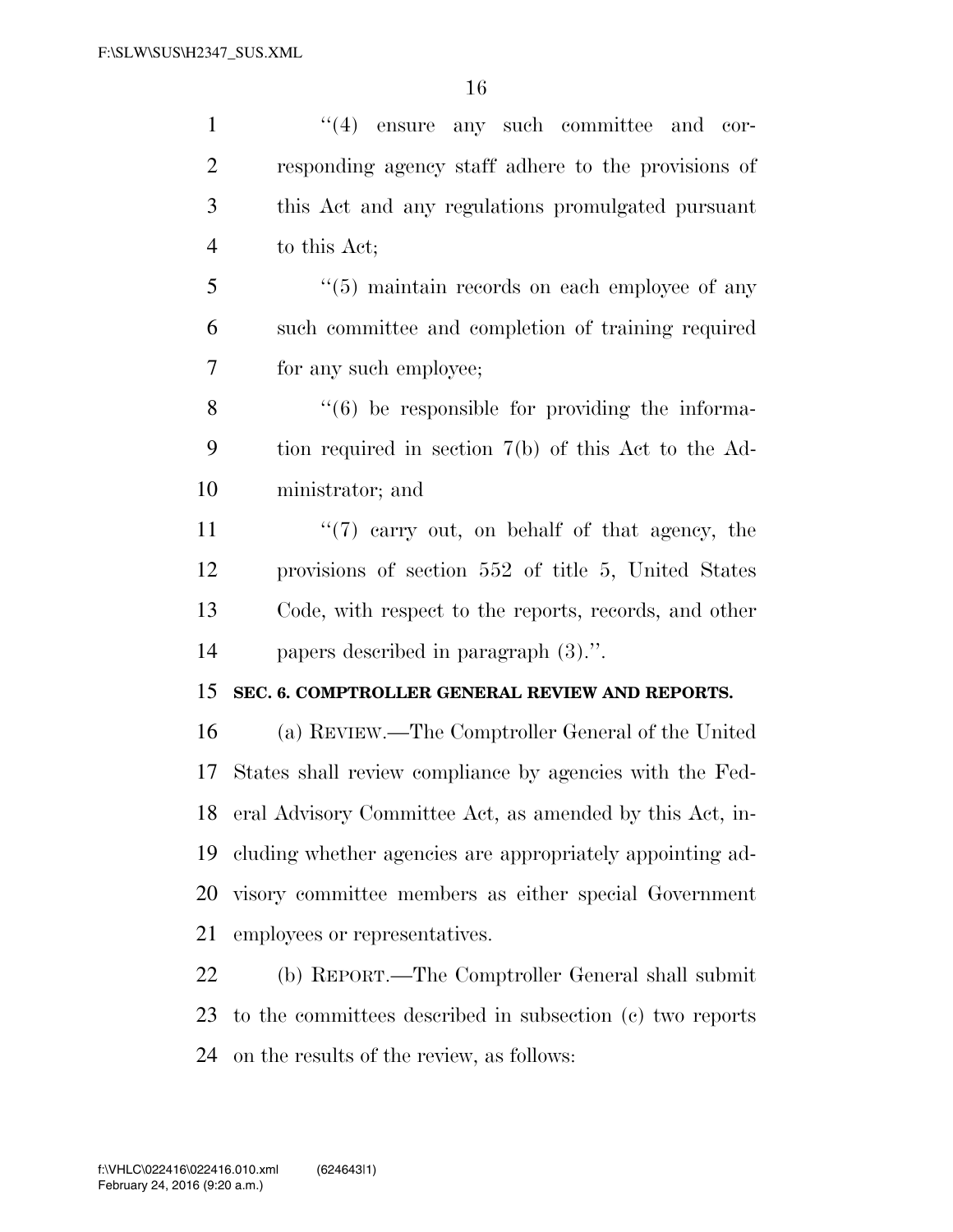"(4) ensure any such committee and corresponding agency staff adhere to the provisions of this Act and any regulations promulgated pursuant to this Act;

"(5) maintain records on each employee of any such committee and completion of training required for any such employee;

"(6) be responsible for providing the information required in section 7(b) of this Act to the Administrator; and

"(7) carry out, on behalf of that agency, the provisions of section 552 of title 5, United States Code, with respect to the reports, records, and other papers described in paragraph (3).".

**SEC. 6. COMPTROLLER GENERAL REVIEW AND REPORTS.**

(a) REVIEW.—The Comptroller General of the United States shall review compliance by agencies with the Federal Advisory Committee Act, as amended by this Act, including whether agencies are appropriately appointing advisory committee members as either special Government employees or representatives.

(b) REPORT.—The Comptroller General shall submit to the committees described in subsection (c) two reports on the results of the review, as follows: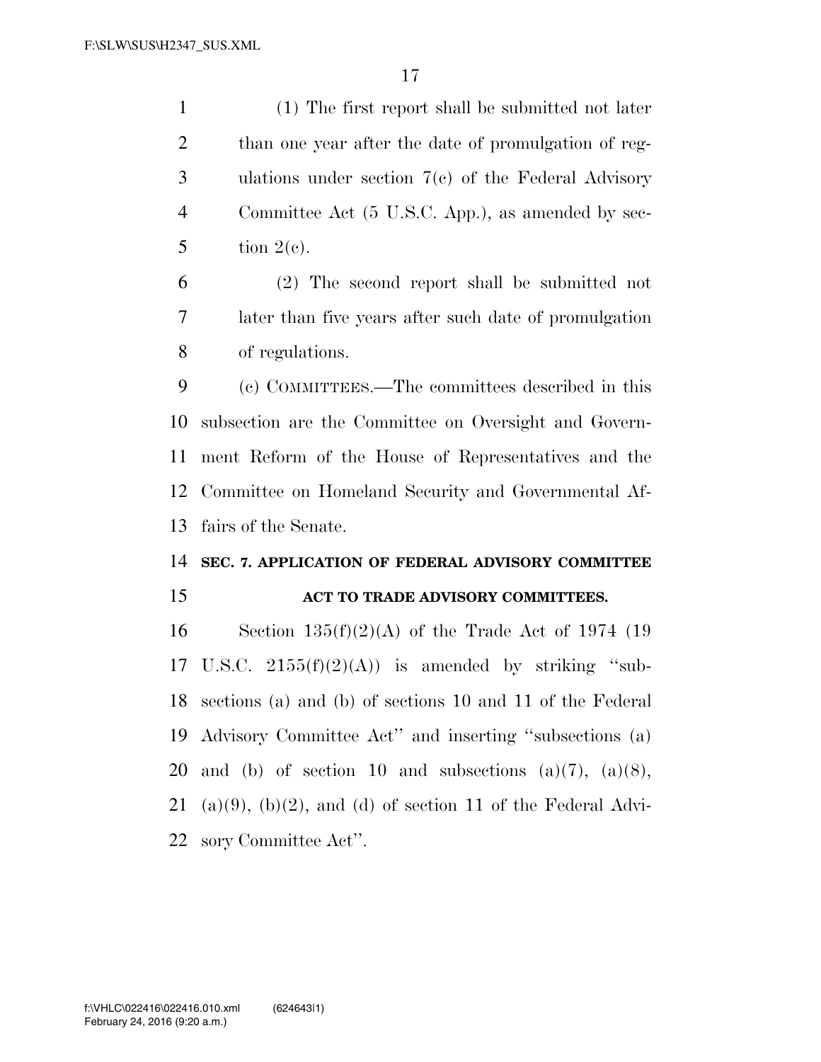(1) The first report shall be submitted not later than one year after the date of promulgation of regulations under section 7(c) of the Federal Advisory Committee Act (5 U.S.C. App.), as amended by section 2(c).

(2) The second report shall be submitted not later than five years after such date of promulgation of regulations.

(c) COMMITTEES.—The committees described in this subsection are the Committee on Oversight and Government Reform of the House of Representatives and the Committee on Homeland Security and Governmental Affairs of the Senate.

## SEC. 7. APPLICATION OF FEDERAL ADVISORY COMMITTEE ACT TO TRADE ADVISORY COMMITTEES.

Section 135(f)(2)(A) of the Trade Act of 1974 (19 U.S.C. 2155(f)(2)(A)) is amended by striking "subsections (a) and (b) of sections 10 and 11 of the Federal Advisory Committee Act" and inserting "subsections (a) and (b) of section 10 and subsections (a)(7), (a)(8), (a)(9), (b)(2), and (d) of section 11 of the Federal Advisory Committee Act".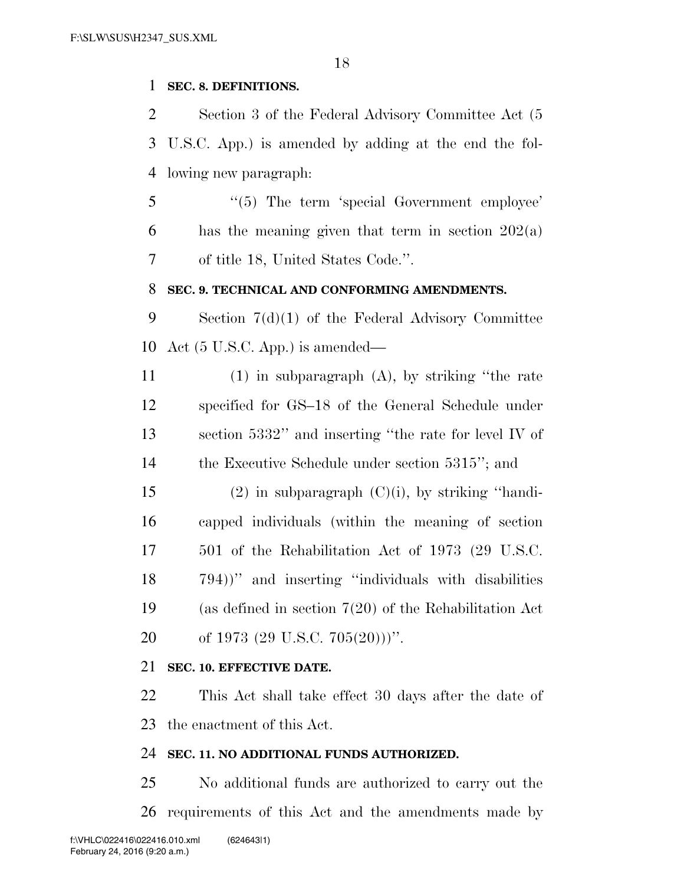**SEC. 8. DEFINITIONS.**

Section 3 of the Federal Advisory Committee Act (5 U.S.C. App.) is amended by adding at the end the following new paragraph:

"(5) The term 'special Government employee' has the meaning given that term in section 202(a) of title 18, United States Code.".

**SEC. 9. TECHNICAL AND CONFORMING AMENDMENTS.**

Section 7(d)(1) of the Federal Advisory Committee Act (5 U.S.C. App.) is amended—

(1) in subparagraph (A), by striking "the rate specified for GS–18 of the General Schedule under section 5332" and inserting "the rate for level IV of the Executive Schedule under section 5315"; and

(2) in subparagraph (C)(i), by striking "handicapped individuals (within the meaning of section 501 of the Rehabilitation Act of 1973 (29 U.S.C. 794))" and inserting "individuals with disabilities (as defined in section 7(20) of the Rehabilitation Act of 1973 (29 U.S.C. 705(20)))".

**SEC. 10. EFFECTIVE DATE.**

This Act shall take effect 30 days after the date of the enactment of this Act.

**SEC. 11. NO ADDITIONAL FUNDS AUTHORIZED.**

No additional funds are authorized to carry out the requirements of this Act and the amendments made by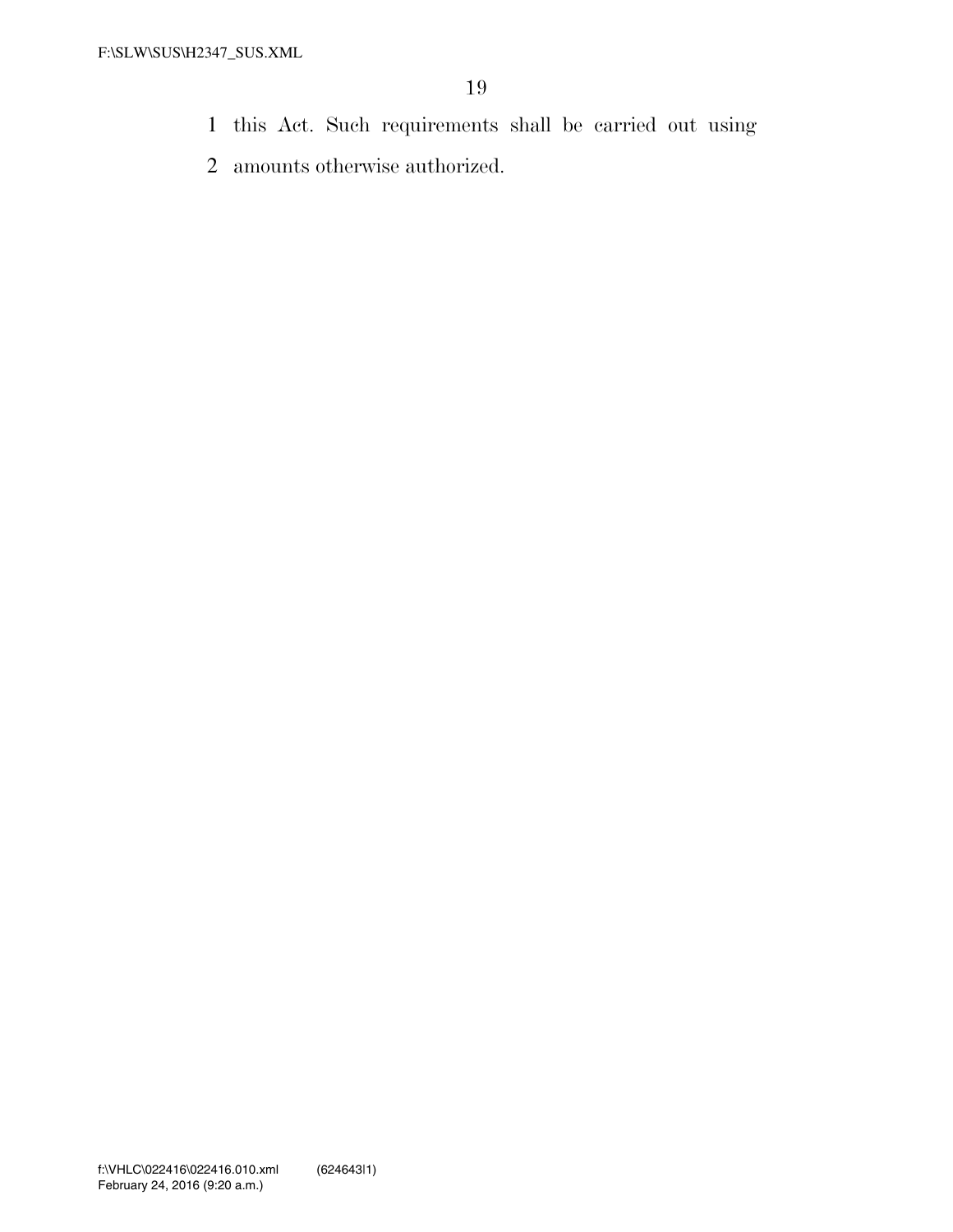this Act. Such requirements shall be carried out using amounts otherwise authorized.